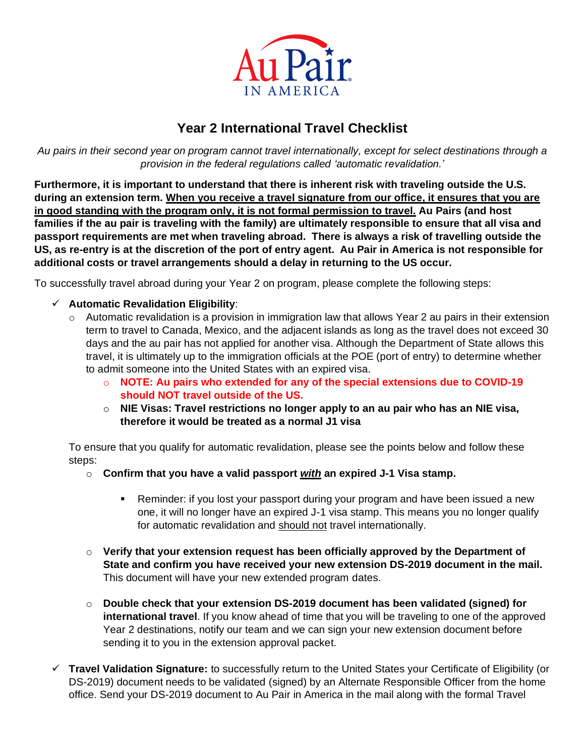Au Pair IN AMERICA

# Year 2 International Travel Checklist

*Au pairs in their second year on program cannot travel internationally, except for select destinations through a provision in the federal regulations called 'automatic revalidation.'*

**Furthermore, it is important to understand that there is inherent risk with traveling outside the U.S. during an extension term. <u>When you receive a travel signature from our office, it ensures that you are in good standing with the program only, it is not formal permission to travel.</u> Au Pairs (and host families if the au pair is traveling with the family) are ultimately responsible to ensure that all visa and passport requirements are met when traveling abroad. There is always a risk of travelling outside the US, as re-entry is at the discretion of the port of entry agent. Au Pair in America is not responsible for additional costs or travel arrangements should a delay in returning to the US occur.**

To successfully travel abroad during your Year 2 on program, please complete the following steps:

- ✓ **Automatic Revalidation Eligibility**:
  - Automatic revalidation is a provision in immigration law that allows Year 2 au pairs in their extension term to travel to Canada, Mexico, and the adjacent islands as long as the travel does not exceed 30 days and the au pair has not applied for another visa. Although the Department of State allows this travel, it is ultimately up to the immigration officials at the POE (port of entry) to determine whether to admit someone into the United States with an expired visa.
    - **NOTE: Au pairs who extended for any of the special extensions due to COVID-19 should NOT travel outside of the US.**
    - **NIE Visas: Travel restrictions no longer apply to an au pair who has an NIE visa, therefore it would be treated as a normal J1 visa**

  To ensure that you qualify for automatic revalidation, please see the points below and follow these steps:

  - **Confirm that you have a valid passport <u>*with*</u> an expired J-1 Visa stamp.**
    - Reminder: if you lost your passport during your program and have been issued a new one, it will no longer have an expired J-1 visa stamp. This means you no longer qualify for automatic revalidation and <u>should not</u> travel internationally.
  - **Verify that your extension request has been officially approved by the Department of State and confirm you have received your new extension DS-2019 document in the mail.** This document will have your new extended program dates.
  - **Double check that your extension DS-2019 document has been validated (signed) for international travel**. If you know ahead of time that you will be traveling to one of the approved Year 2 destinations, notify our team and we can sign your new extension document before sending it to you in the extension approval packet.

- ✓ **Travel Validation Signature:** to successfully return to the United States your Certificate of Eligibility (or DS-2019) document needs to be validated (signed) by an Alternate Responsible Officer from the home office. Send your DS-2019 document to Au Pair in America in the mail along with the formal Travel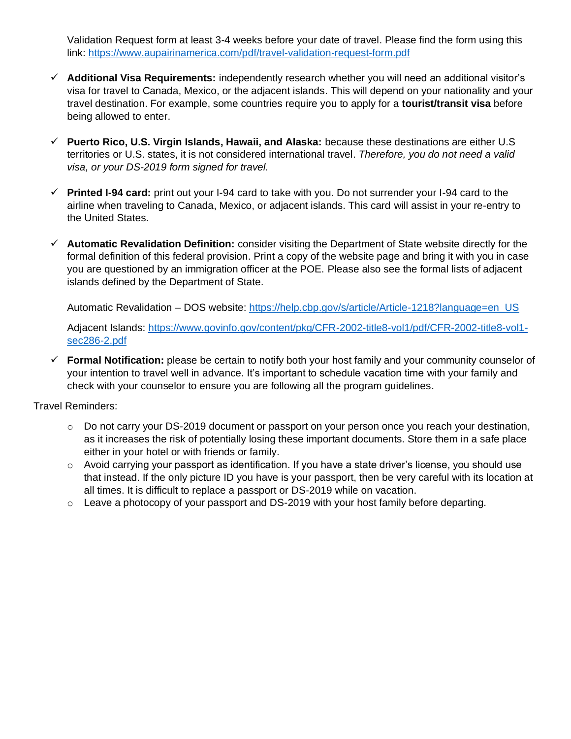Validation Request form at least 3-4 weeks before your date of travel. Please find the form using this link: https://www.aupairinamerica.com/pdf/travel-validation-request-form.pdf

- ✓ **Additional Visa Requirements:** independently research whether you will need an additional visitor's visa for travel to Canada, Mexico, or the adjacent islands. This will depend on your nationality and your travel destination. For example, some countries require you to apply for a **tourist/transit visa** before being allowed to enter.

- ✓ **Puerto Rico, U.S. Virgin Islands, Hawaii, and Alaska:** because these destinations are either U.S territories or U.S. states, it is not considered international travel. *Therefore, you do not need a valid visa, or your DS-2019 form signed for travel.*

- ✓ **Printed I-94 card:** print out your I-94 card to take with you. Do not surrender your I-94 card to the airline when traveling to Canada, Mexico, or adjacent islands. This card will assist in your re-entry to the United States.

- ✓ **Automatic Revalidation Definition:** consider visiting the Department of State website directly for the formal definition of this federal provision. Print a copy of the website page and bring it with you in case you are questioned by an immigration officer at the POE. Please also see the formal lists of adjacent islands defined by the Department of State.

  Automatic Revalidation – DOS website: https://help.cbp.gov/s/article/Article-1218?language=en_US

  Adjacent Islands: https://www.govinfo.gov/content/pkg/CFR-2002-title8-vol1/pdf/CFR-2002-title8-vol1-sec286-2.pdf

- ✓ **Formal Notification:** please be certain to notify both your host family and your community counselor of your intention to travel well in advance. It's important to schedule vacation time with your family and check with your counselor to ensure you are following all the program guidelines.

Travel Reminders:

- Do not carry your DS-2019 document or passport on your person once you reach your destination, as it increases the risk of potentially losing these important documents. Store them in a safe place either in your hotel or with friends or family.
- Avoid carrying your passport as identification. If you have a state driver's license, you should use that instead. If the only picture ID you have is your passport, then be very careful with its location at all times. It is difficult to replace a passport or DS-2019 while on vacation.
- Leave a photocopy of your passport and DS-2019 with your host family before departing.